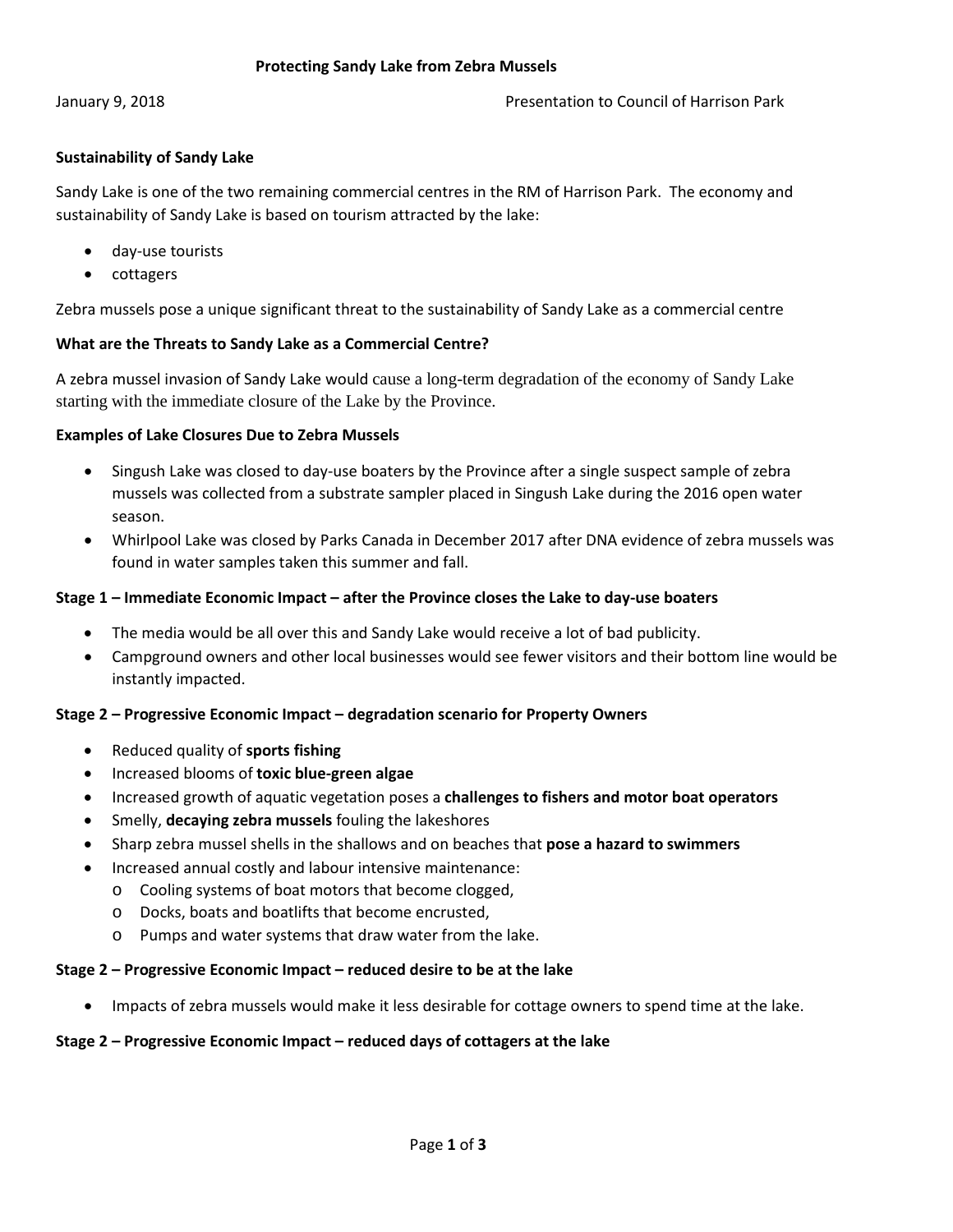# Protecting Sandy Lake from Zebra Mussels

January 9, 2018 Presentation to Council of Harrison Park

**Sustainability of Sandy Lake**

Sandy Lake is one of the two remaining commercial centres in the RM of Harrison Park. The economy and sustainability of Sandy Lake is based on tourism attracted by the lake:

- day-use tourists
- cottagers

Zebra mussels pose a unique significant threat to the sustainability of Sandy Lake as a commercial centre

**What are the Threats to Sandy Lake as a Commercial Centre?**

A zebra mussel invasion of Sandy Lake would cause a long-term degradation of the economy of Sandy Lake starting with the immediate closure of the Lake by the Province.

**Examples of Lake Closures Due to Zebra Mussels**

- Singush Lake was closed to day-use boaters by the Province after a single suspect sample of zebra mussels was collected from a substrate sampler placed in Singush Lake during the 2016 open water season.
- Whirlpool Lake was closed by Parks Canada in December 2017 after DNA evidence of zebra mussels was found in water samples taken this summer and fall.

**Stage 1 – Immediate Economic Impact – after the Province closes the Lake to day-use boaters**

- The media would be all over this and Sandy Lake would receive a lot of bad publicity.
- Campground owners and other local businesses would see fewer visitors and their bottom line would be instantly impacted.

**Stage 2 – Progressive Economic Impact – degradation scenario for Property Owners**

- Reduced quality of **sports fishing**
- Increased blooms of **toxic blue-green algae**
- Increased growth of aquatic vegetation poses a **challenges to fishers and motor boat operators**
- Smelly, **decaying zebra mussels** fouling the lakeshores
- Sharp zebra mussel shells in the shallows and on beaches that **pose a hazard to swimmers**
- Increased annual costly and labour intensive maintenance:
  - Cooling systems of boat motors that become clogged,
  - Docks, boats and boatlifts that become encrusted,
  - Pumps and water systems that draw water from the lake.

**Stage 2 – Progressive Economic Impact – reduced desire to be at the lake**

- Impacts of zebra mussels would make it less desirable for cottage owners to spend time at the lake.

**Stage 2 – Progressive Economic Impact – reduced days of cottagers at the lake**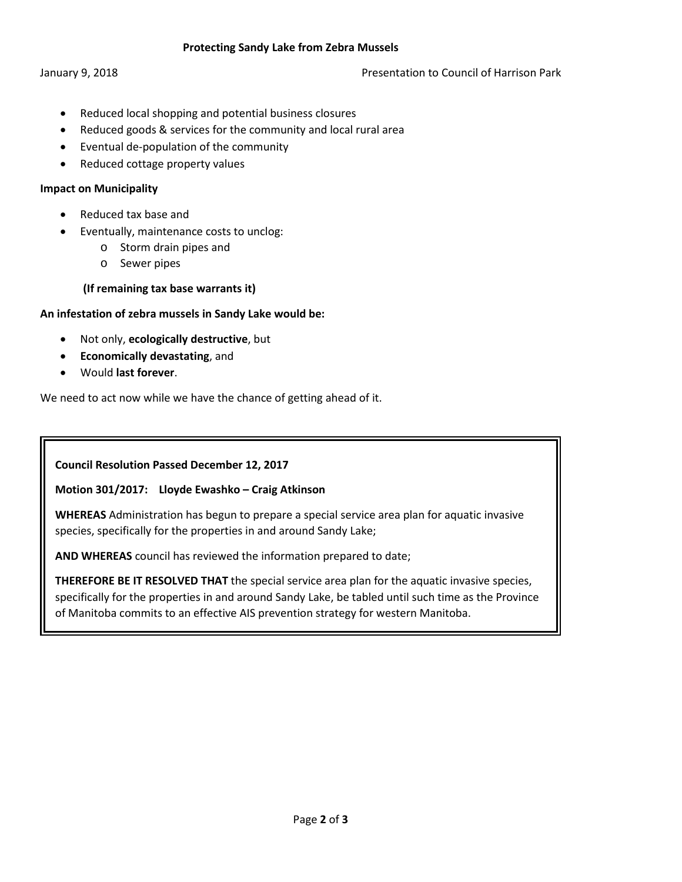- Reduced local shopping and potential business closures
- Reduced goods & services for the community and local rural area
- Eventual de-population of the community
- Reduced cottage property values

**Impact on Municipality**

- Reduced tax base and
- Eventually, maintenance costs to unclog:
  - Storm drain pipes and
  - Sewer pipes

**(If remaining tax base warrants it)**

**An infestation of zebra mussels in Sandy Lake would be:**

- Not only, **ecologically destructive**, but
- **Economically devastating**, and
- Would **last forever**.

We need to act now while we have the chance of getting ahead of it.

**Council Resolution Passed December 12, 2017**

**Motion 301/2017: Lloyde Ewashko – Craig Atkinson**

**WHEREAS** Administration has begun to prepare a special service area plan for aquatic invasive species, specifically for the properties in and around Sandy Lake;

**AND WHEREAS** council has reviewed the information prepared to date;

**THEREFORE BE IT RESOLVED THAT** the special service area plan for the aquatic invasive species, specifically for the properties in and around Sandy Lake, be tabled until such time as the Province of Manitoba commits to an effective AIS prevention strategy for western Manitoba.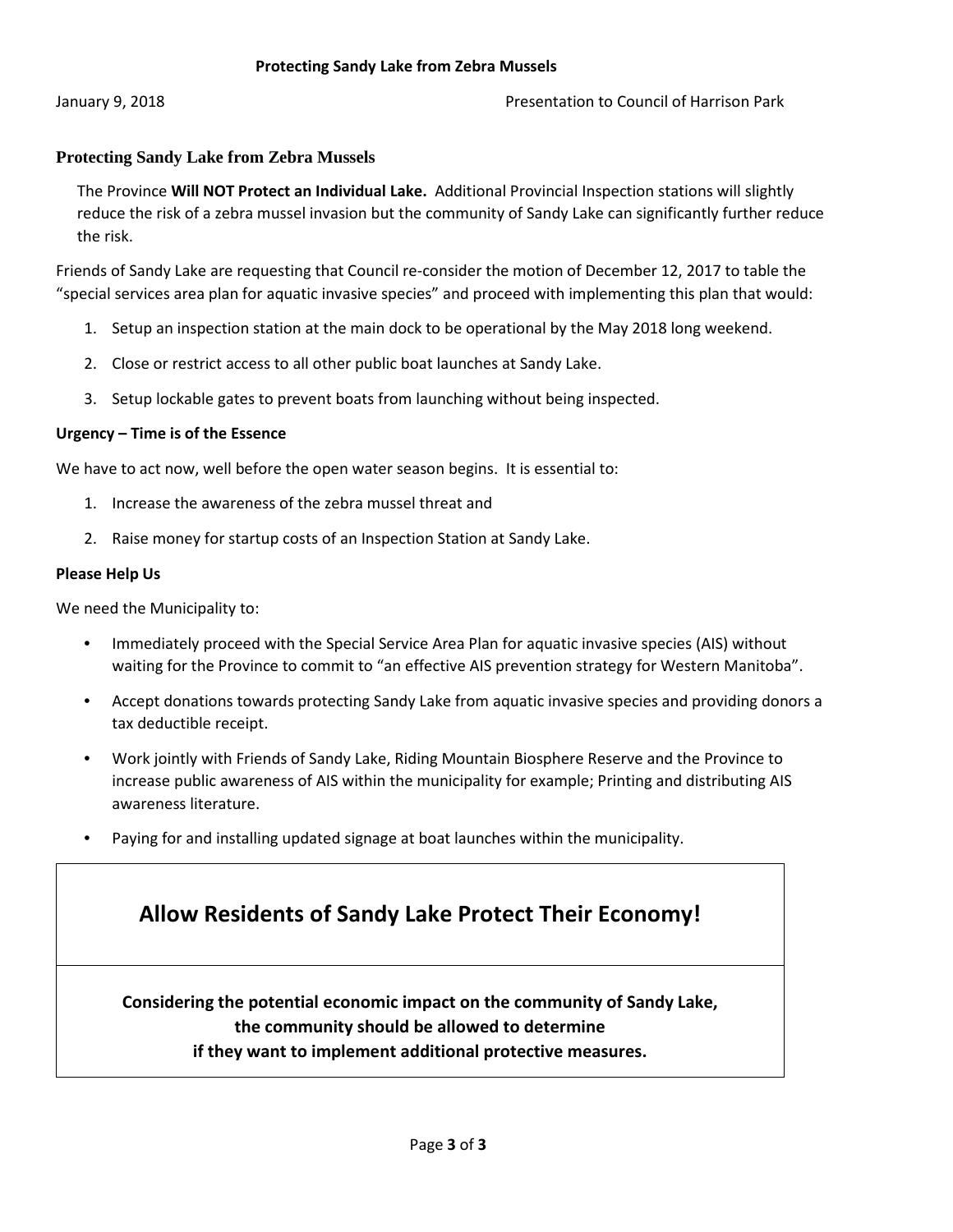**Protecting Sandy Lake from Zebra Mussels**

January 9, 2018 Presentation to Council of Harrison Park

## Protecting Sandy Lake from Zebra Mussels

The Province **Will NOT Protect an Individual Lake.** Additional Provincial Inspection stations will slightly reduce the risk of a zebra mussel invasion but the community of Sandy Lake can significantly further reduce the risk.

Friends of Sandy Lake are requesting that Council re-consider the motion of December 12, 2017 to table the "special services area plan for aquatic invasive species" and proceed with implementing this plan that would:

1. Setup an inspection station at the main dock to be operational by the May 2018 long weekend.
2. Close or restrict access to all other public boat launches at Sandy Lake.
3. Setup lockable gates to prevent boats from launching without being inspected.

**Urgency – Time is of the Essence**

We have to act now, well before the open water season begins. It is essential to:

1. Increase the awareness of the zebra mussel threat and
2. Raise money for startup costs of an Inspection Station at Sandy Lake.

**Please Help Us**

We need the Municipality to:

- Immediately proceed with the Special Service Area Plan for aquatic invasive species (AIS) without waiting for the Province to commit to "an effective AIS prevention strategy for Western Manitoba".
- Accept donations towards protecting Sandy Lake from aquatic invasive species and providing donors a tax deductible receipt.
- Work jointly with Friends of Sandy Lake, Riding Mountain Biosphere Reserve and the Province to increase public awareness of AIS within the municipality for example; Printing and distributing AIS awareness literature.
- Paying for and installing updated signage at boat launches within the municipality.

## Allow Residents of Sandy Lake Protect Their Economy!

**Considering the potential economic impact on the community of Sandy Lake, the community should be allowed to determine if they want to implement additional protective measures.**